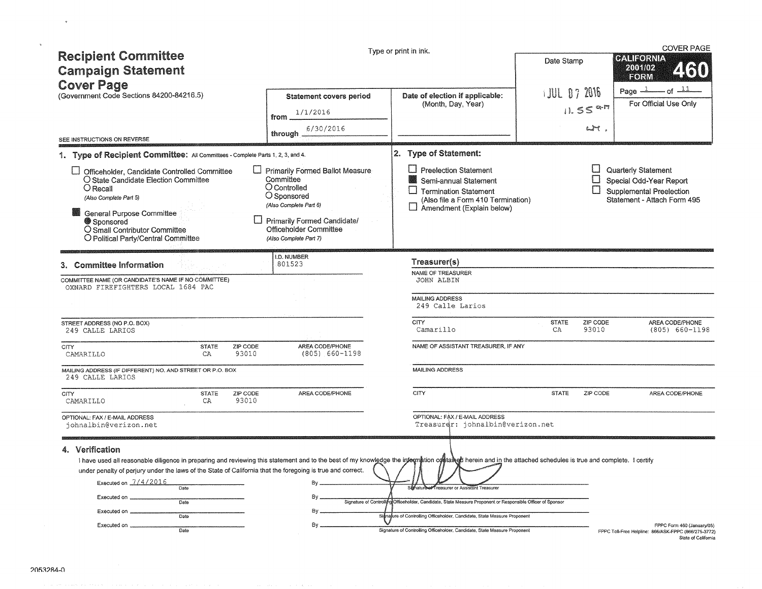# Recipient Committee Campaign Statement Cover Page

(Government Code Sections 84200-84216.5)

SEE INSTRUCTIONS ON REVERSE

Type or print in ink.

COVER PAGE

**CALIFORNIA 2001/02 FORM 460**

Page 1 of 11

For Official Use Only

| Statement covers period | Date of election if applicable: (Month, Day, Year) | Date Stamp |
|---|---|---|
| from 1/1/2016 through 6/30/2016 | | JUL 07 2016 11.55 a.m. |

## 1. Type of Recipient Committee: All Committees - Complete Parts 1, 2, 3, and 4.

- ☐ Officeholder, Candidate Controlled Committee
  - ○ State Candidate Election Committee
  - ○ Recall
  - (Also Complete Part 5)
- ■ General Purpose Committee
  - ● Sponsored
  - ○ Small Contributor Committee
  - ○ Political Party/Central Committee
- ☐ Primarily Formed Ballot Measure Committee
  - ○ Controlled
  - ○ Sponsored
  - (Also Complete Part 6)
- ☐ Primarily Formed Candidate/Officeholder Committee
  - (Also Complete Part 7)

## 2. Type of Statement:

- ☐ Preelection Statement
- ■ Semi-annual Statement
- ☐ Termination Statement (Also file a Form 410 Termination)
- ☐ Amendment (Explain below)
- ☐ Quarterly Statement
- ☐ Special Odd-Year Report
- ☐ Supplemental Preelection Statement - Attach Form 495

## 3. Committee Information

I.D. NUMBER: 801523

COMMITTEE NAME (OR CANDIDATE'S NAME IF NO COMMITTEE): OXNARD FIREFIGHTERS LOCAL 1684 PAC

STREET ADDRESS (NO P.O. BOX): 249 CALLE LARIOS

| CITY | STATE | ZIP CODE | AREA CODE/PHONE |
|---|---|---|---|
| CAMARILLO | CA | 93010 | (805) 660-1198 |

MAILING ADDRESS (IF DIFFERENT) NO. AND STREET OR P.O. BOX: 249 CALLE LARIOS

| CITY | STATE | ZIP CODE | AREA CODE/PHONE |
|---|---|---|---|
| CAMARILLO | CA | 93010 | |

OPTIONAL: FAX / E-MAIL ADDRESS: johnalbin@verizon.net

### Treasurer(s)

NAME OF TREASURER: JOHN ALBIN

MAILING ADDRESS: 249 Calle Larios

| CITY | STATE | ZIP CODE | AREA CODE/PHONE |
|---|---|---|---|
| Camarillo | CA | 93010 | (805) 660-1198 |

NAME OF ASSISTANT TREASURER, IF ANY:

MAILING ADDRESS:

| CITY | STATE | ZIP CODE | AREA CODE/PHONE |
|---|---|---|---|
| | | | |

OPTIONAL: FAX / E-MAIL ADDRESS: Treasurer: johnalbin@verizon.net

## 4. Verification

I have used all reasonable diligence in preparing and reviewing this statement and to the best of my knowledge the information contained herein and in the attached schedules is true and complete. I certify under penalty of perjury under the laws of the State of California that the foregoing is true and correct.

| Executed on | By |
|---|---|
| 7/4/2016 (Date) | [signature] Signature of Treasurer or Assistant Treasurer |
| (Date) | Signature of Controlling Officeholder, Candidate, State Measure Proponent or Responsible Officer of Sponsor |
| (Date) | Signature of Controlling Officeholder, Candidate, State Measure Proponent |
| (Date) | Signature of Controlling Officeholder, Candidate, State Measure Proponent |

FPPC Form 460 (January/05)
FPPC Toll-Free Helpline: 866/ASK-FPPC (866/275-3772)
State of California

2053284-0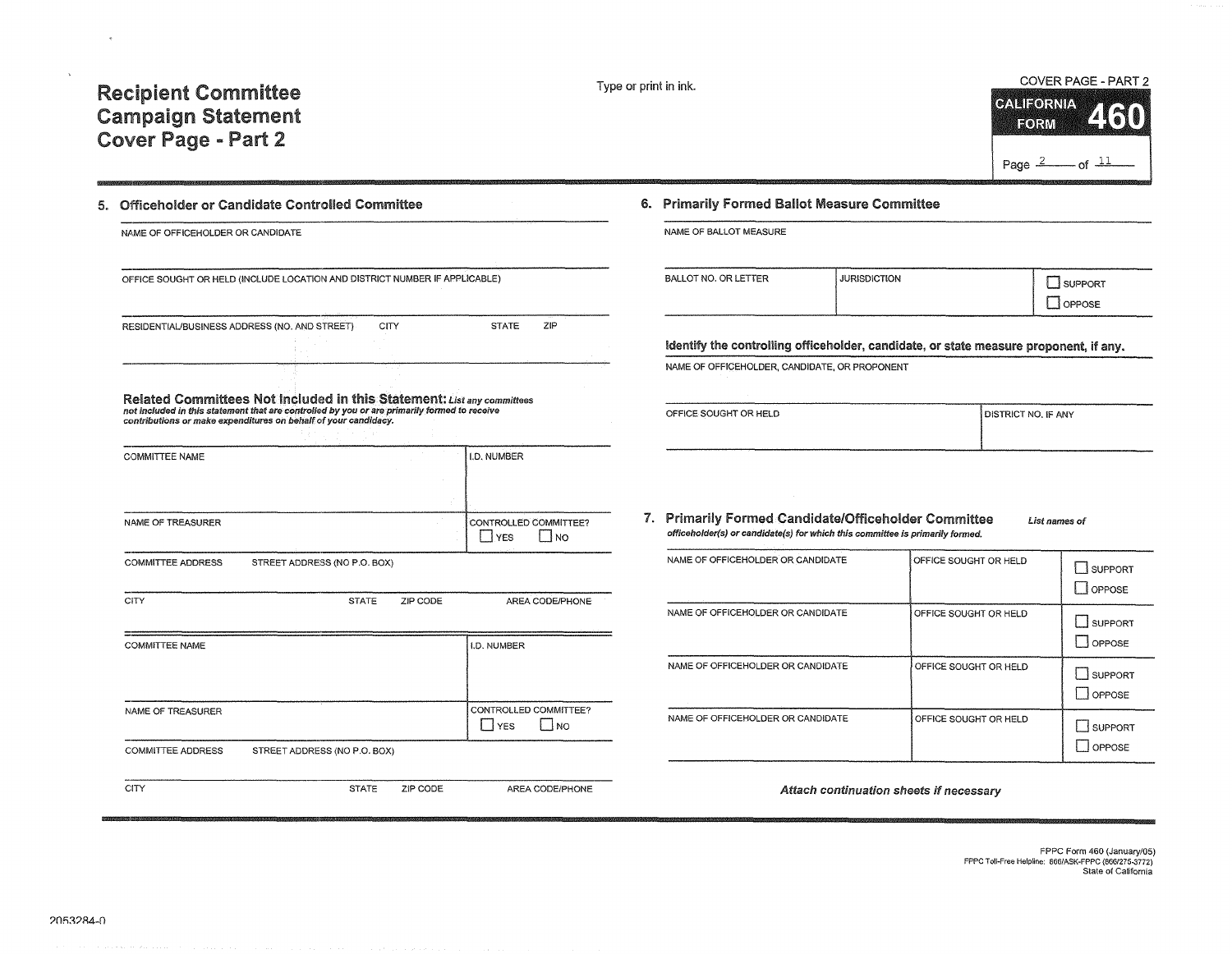# Recipient Committee Campaign Statement Cover Page - Part 2

Type or print in ink.

COVER PAGE - PART 2

**CALIFORNIA FORM 460**

## 5. Officeholder or Candidate Controlled Committee

NAME OF OFFICEHOLDER OR CANDIDATE

OFFICE SOUGHT OR HELD (INCLUDE LOCATION AND DISTRICT NUMBER IF APPLICABLE)

RESIDENTIAL/BUSINESS ADDRESS (NO. AND STREET) CITY STATE ZIP

### Related Committees Not Included in this Statement:

*List any committees not included in this statement that are controlled by you or are primarily formed to receive contributions or make expenditures on behalf of your candidacy.*

| COMMITTEE NAME | I.D. NUMBER |
|---|---|
| NAME OF TREASURER | CONTROLLED COMMITTEE? ☐ YES ☐ NO |
| COMMITTEE ADDRESS STREET ADDRESS (NO P.O. BOX) | |
| CITY STATE ZIP CODE | AREA CODE/PHONE |

| COMMITTEE NAME | I.D. NUMBER |
|---|---|
| NAME OF TREASURER | CONTROLLED COMMITTEE? ☐ YES ☐ NO |
| COMMITTEE ADDRESS STREET ADDRESS (NO P.O. BOX) | |
| CITY STATE ZIP CODE | AREA CODE/PHONE |

## 6. Primarily Formed Ballot Measure Committee

NAME OF BALLOT MEASURE

| BALLOT NO. OR LETTER | JURISDICTION | ☐ SUPPORT ☐ OPPOSE |
|---|---|---|

**Identify the controlling officeholder, candidate, or state measure proponent, if any.**

NAME OF OFFICEHOLDER, CANDIDATE, OR PROPONENT

| OFFICE SOUGHT OR HELD | DISTRICT NO. IF ANY |
|---|---|

## 7. Primarily Formed Candidate/Officeholder Committee

*List names of officeholder(s) or candidate(s) for which this committee is primarily formed.*

| NAME OF OFFICEHOLDER OR CANDIDATE | OFFICE SOUGHT OR HELD | ☐ SUPPORT ☐ OPPOSE |
|---|---|---|
| NAME OF OFFICEHOLDER OR CANDIDATE | OFFICE SOUGHT OR HELD | ☐ SUPPORT ☐ OPPOSE |
| NAME OF OFFICEHOLDER OR CANDIDATE | OFFICE SOUGHT OR HELD | ☐ SUPPORT ☐ OPPOSE |
| NAME OF OFFICEHOLDER OR CANDIDATE | OFFICE SOUGHT OR HELD | ☐ SUPPORT ☐ OPPOSE |

*Attach continuation sheets if necessary*

FPPC Form 460 (January/05)
FPPC Toll-Free Helpline: 866/ASK-FPPC (866/275-3772)
State of California

2053284-0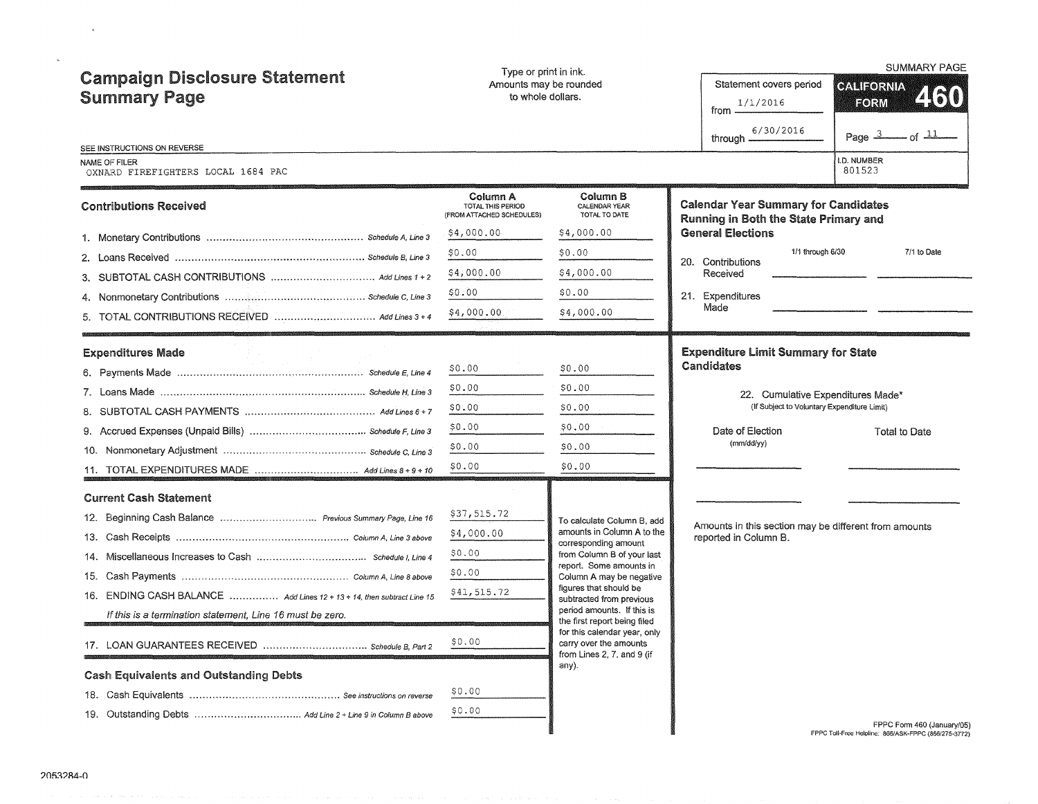# Campaign Disclosure Statement Summary Page

Type or print in ink.
Amounts may be rounded to whole dollars.

SUMMARY PAGE

Statement covers period from 1/1/2016 through 6/30/2016

**CALIFORNIA FORM 460**

SEE INSTRUCTIONS ON REVERSE

NAME OF FILER: OXNARD FIREFIGHTERS LOCAL 1684 PAC

I.D. NUMBER: 801523

## Contributions Received

| | Column A TOTAL THIS PERIOD (FROM ATTACHED SCHEDULES) | Column B CALENDAR YEAR TOTAL TO DATE |
|---|---|---|
| 1. Monetary Contributions ... *Schedule A, Line 3* | $4,000.00 | $4,000.00 |
| 2. Loans Received ... *Schedule B, Line 3* | $0.00 | $0.00 |
| 3. SUBTOTAL CASH CONTRIBUTIONS ... *Add Lines 1 + 2* | $4,000.00 | $4,000.00 |
| 4. Nonmonetary Contributions ... *Schedule C, Line 3* | $0.00 | $0.00 |
| 5. TOTAL CONTRIBUTIONS RECEIVED ... *Add Lines 3 + 4* | $4,000.00 | $4,000.00 |

## Expenditures Made

| | Column A | Column B |
|---|---|---|
| 6. Payments Made ... *Schedule E, Line 4* | $0.00 | $0.00 |
| 7. Loans Made ... *Schedule H, Line 3* | $0.00 | $0.00 |
| 8. SUBTOTAL CASH PAYMENTS ... *Add Lines 6 + 7* | $0.00 | $0.00 |
| 9. Accrued Expenses (Unpaid Bills) ... *Schedule F, Line 3* | $0.00 | $0.00 |
| 10. Nonmonetary Adjustment ... *Schedule C, Line 3* | $0.00 | $0.00 |
| 11. TOTAL EXPENDITURES MADE ... *Add Lines 8 + 9 + 10* | $0.00 | $0.00 |

## Current Cash Statement

| | |
|---|---|
| 12. Beginning Cash Balance ... *Previous Summary Page, Line 16* | $37,515.72 |
| 13. Cash Receipts ... *Column A, Line 3 above* | $4,000.00 |
| 14. Miscellaneous Increases to Cash ... *Schedule I, Line 4* | $0.00 |
| 15. Cash Payments ... *Column A, Line 8 above* | $0.00 |
| 16. ENDING CASH BALANCE ... *Add Lines 12 + 13 + 14, then subtract Line 15* | $41,515.72 |

*If this is a termination statement, Line 16 must be zero.*

| | |
|---|---|
| 17. LOAN GUARANTEES RECEIVED ... *Schedule B, Part 2* | $0.00 |

To calculate Column B, add amounts in Column A to the corresponding amount from Column B of your last report. Some amounts in Column A may be negative figures that should be subtracted from previous period amounts. If this is the first report being filed for this calendar year, only carry over the amounts from Lines 2, 7, and 9 (if any).

## Cash Equivalents and Outstanding Debts

| | |
|---|---|
| 18. Cash Equivalents ... *See instructions on reverse* | $0.00 |
| 19. Outstanding Debts ... *Add Line 2 + Line 9 in Column B above* | $0.00 |

## Calendar Year Summary for Candidates Running in Both the State Primary and General Elections

| | 1/1 through 6/30 | 7/1 to Date |
|---|---|---|
| 20. Contributions Received | | |
| 21. Expenditures Made | | |

## Expenditure Limit Summary for State Candidates

22. Cumulative Expenditures Made* (If Subject to Voluntary Expenditure Limit)

| Date of Election (mm/dd/yy) | Total to Date |
|---|---|
| | |
| | |

Amounts in this section may be different from amounts reported in Column B.

FPPC Form 460 (January/05)
FPPC Toll-Free Helpline: 866/ASK-FPPC (866/275-3772)

2053284-0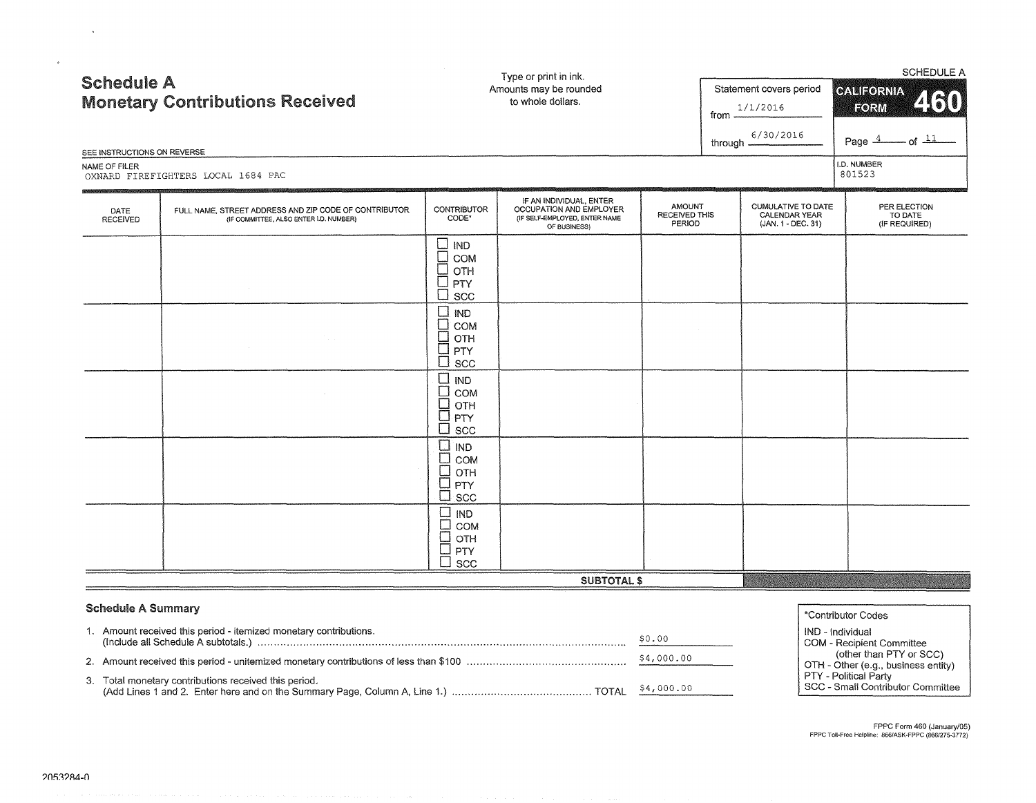# Schedule A
## Monetary Contributions Received

Type or print in ink.
Amounts may be rounded to whole dollars.

SCHEDULE A

Statement covers period
from 1/1/2016
through 6/30/2016

**CALIFORNIA FORM 460**

SEE INSTRUCTIONS ON REVERSE

NAME OF FILER
OXNARD FIREFIGHTERS LOCAL 1684 PAC

I.D. NUMBER
801523

| DATE RECEIVED | FULL NAME, STREET ADDRESS AND ZIP CODE OF CONTRIBUTOR (IF COMMITTEE, ALSO ENTER I.D. NUMBER) | CONTRIBUTOR CODE* | IF AN INDIVIDUAL, ENTER OCCUPATION AND EMPLOYER (IF SELF-EMPLOYED, ENTER NAME OF BUSINESS) | AMOUNT RECEIVED THIS PERIOD | CUMULATIVE TO DATE CALENDAR YEAR (JAN. 1 - DEC. 31) | PER ELECTION TO DATE (IF REQUIRED) |
|---|---|---|---|---|---|---|
| | | ☐ IND ☐ COM ☐ OTH ☐ PTY ☐ SCC | | | | |
| | | ☐ IND ☐ COM ☐ OTH ☐ PTY ☐ SCC | | | | |
| | | ☐ IND ☐ COM ☐ OTH ☐ PTY ☐ SCC | | | | |
| | | ☐ IND ☐ COM ☐ OTH ☐ PTY ☐ SCC | | | | |
| | | ☐ IND ☐ COM ☐ OTH ☐ PTY ☐ SCC | | | | |
| | | | **SUBTOTAL $** | | | |

### Schedule A Summary

1. Amount received this period - itemized monetary contributions. (Include all Schedule A subtotals.) ........ $0.00
2. Amount received this period - unitemized monetary contributions of less than $100 ........ $4,000.00
3. Total monetary contributions received this period. (Add Lines 1 and 2. Enter here and on the Summary Page, Column A, Line 1.) ........ TOTAL $4,000.00

*Contributor Codes
IND - Individual
COM - Recipient Committee (other than PTY or SCC)
OTH - Other (e.g., business entity)
PTY - Political Party
SCC - Small Contributor Committee

FPPC Form 460 (January/05)
FPPC Toll-Free Helpline: 866/ASK-FPPC (866/275-3772)

2053284-0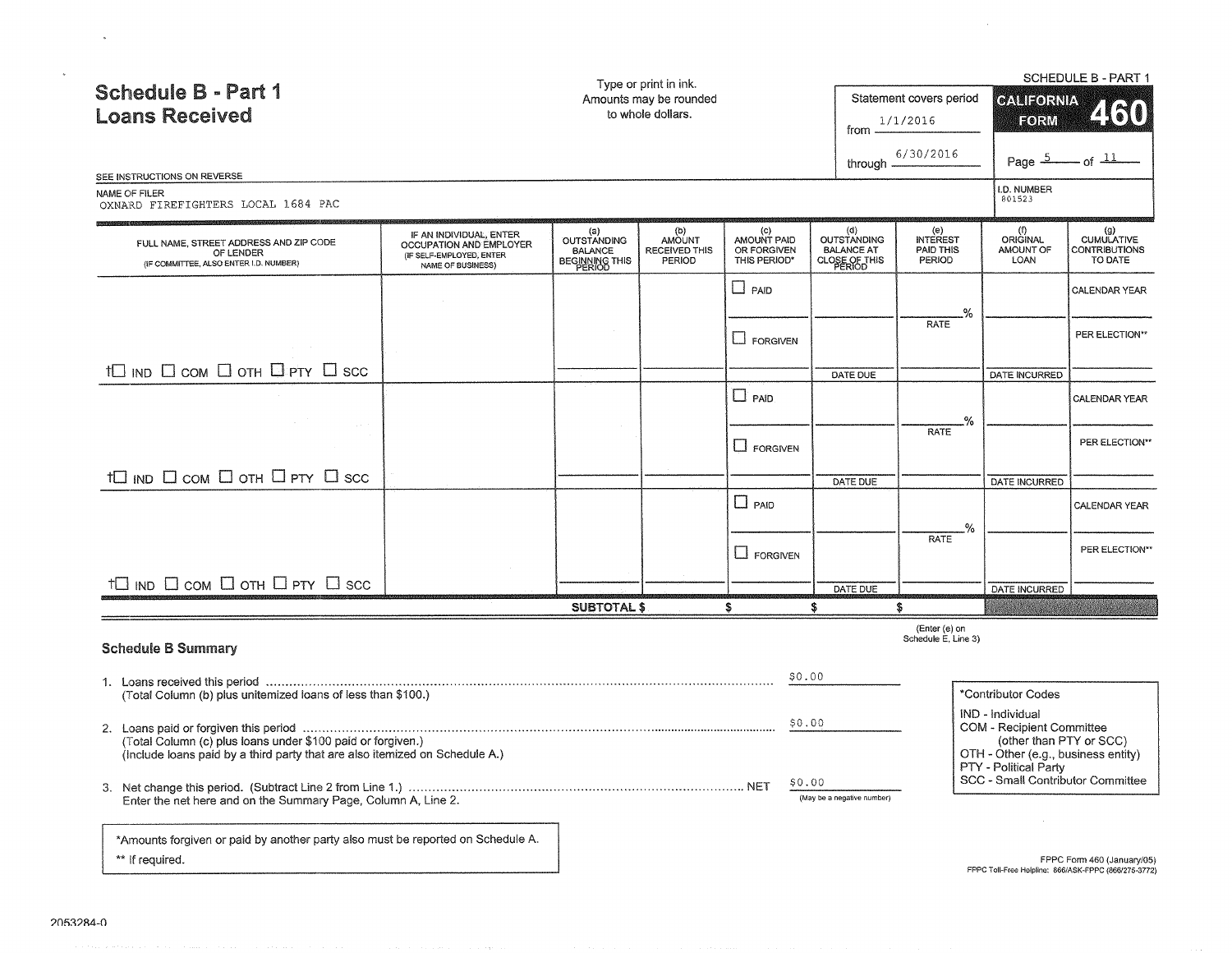# Schedule B - Part 1
# Loans Received

Type or print in ink.
Amounts may be rounded to whole dollars.

SCHEDULE B - PART 1

Statement covers period
from 1/1/2016
through 6/30/2016

**CALIFORNIA FORM 460**

SEE INSTRUCTIONS ON REVERSE

NAME OF FILER
OXNARD FIREFIGHTERS LOCAL 1684 PAC

I.D. NUMBER
801523

| FULL NAME, STREET ADDRESS AND ZIP CODE OF LENDER (IF COMMITTEE, ALSO ENTER I.D. NUMBER) | IF AN INDIVIDUAL, ENTER OCCUPATION AND EMPLOYER (IF SELF-EMPLOYED, ENTER NAME OF BUSINESS) | (a) OUTSTANDING BALANCE BEGINNING THIS PERIOD | (b) AMOUNT RECEIVED THIS PERIOD | (c) AMOUNT PAID OR FORGIVEN THIS PERIOD* | (d) OUTSTANDING BALANCE AT CLOSE OF THIS PERIOD | (e) INTEREST PAID THIS PERIOD | (f) ORIGINAL AMOUNT OF LOAN | (g) CUMULATIVE CONTRIBUTIONS TO DATE |
|---|---|---|---|---|---|---|---|---|
| ☐ IND ☐ COM ☐ OTH ☐ PTY ☐ SCC | | | | ☐ PAID ☐ FORGIVEN | DATE DUE | % RATE | DATE INCURRED | CALENDAR YEAR / PER ELECTION** |
| ☐ IND ☐ COM ☐ OTH ☐ PTY ☐ SCC | | | | ☐ PAID ☐ FORGIVEN | DATE DUE | % RATE | DATE INCURRED | CALENDAR YEAR / PER ELECTION** |
| ☐ IND ☐ COM ☐ OTH ☐ PTY ☐ SCC | | | | ☐ PAID ☐ FORGIVEN | DATE DUE | % RATE | DATE INCURRED | CALENDAR YEAR / PER ELECTION** |
| | **SUBTOTAL $** | | $ | $ | $ | | | |

(Enter (e) on Schedule E, Line 3)

## Schedule B Summary

1. Loans received this period ..... $0.00
   (Total Column (b) plus unitemized loans of less than $100.)
2. Loans paid or forgiven this period ..... $0.00
   (Total Column (c) plus loans under $100 paid or forgiven.)
   (Include loans paid by a third party that are also itemized on Schedule A.)
3. Net change this period. (Subtract Line 2 from Line 1.) ..... NET $0.00
   Enter the net here and on the Summary Page, Column A, Line 2. (May be a negative number)

*Contributor Codes
- IND - Individual
- COM - Recipient Committee (other than PTY or SCC)
- OTH - Other (e.g., business entity)
- PTY - Political Party
- SCC - Small Contributor Committee

*Amounts forgiven or paid by another party also must be reported on Schedule A.
** If required.

FPPC Form 460 (January/05)
FPPC Toll-Free Helpline: 866/ASK-FPPC (866/275-3772)

2053284-0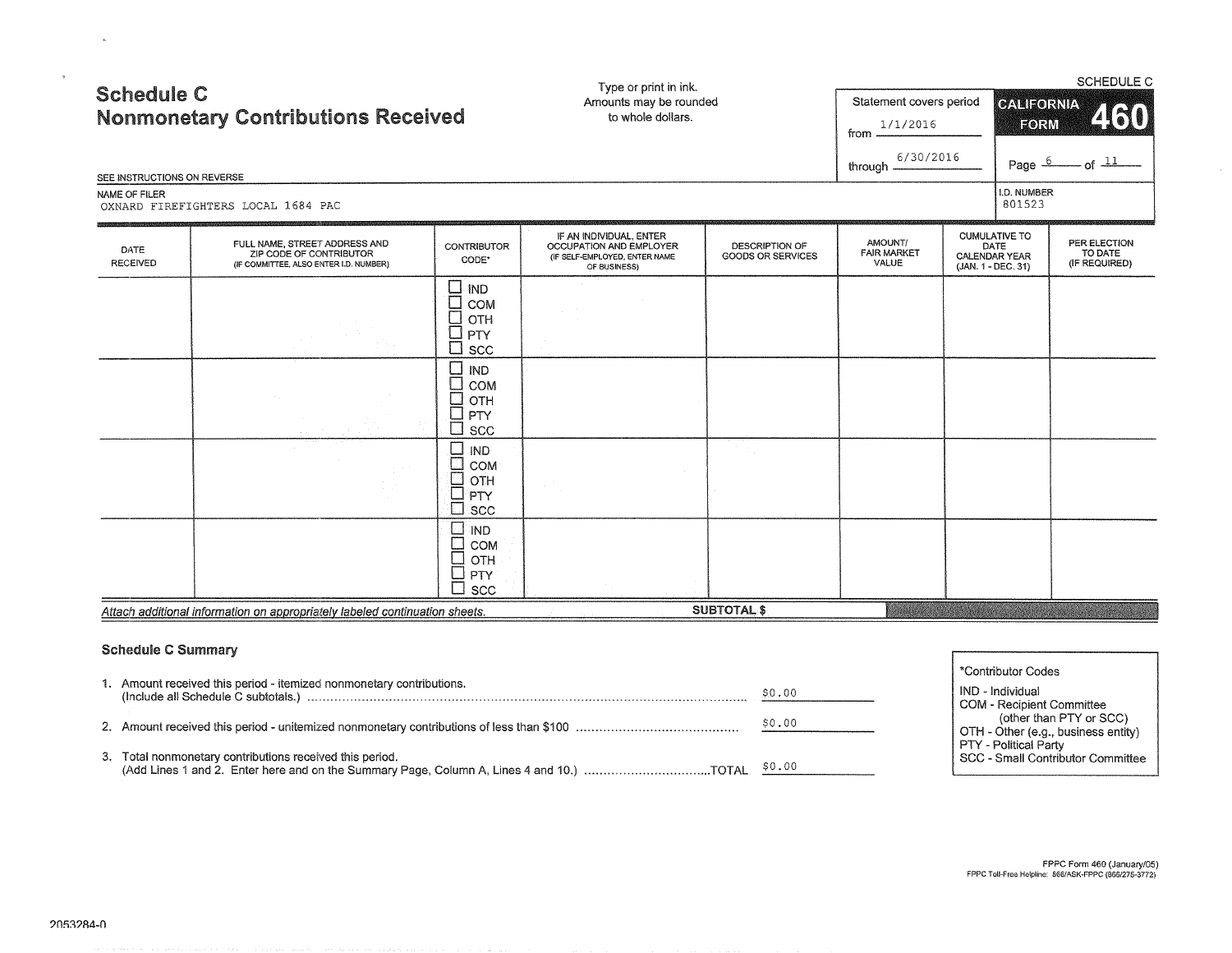SCHEDULE C

# Schedule C
## Nonmonetary Contributions Received

Type or print in ink.
Amounts may be rounded to whole dollars.

Statement covers period
from 1/1/2016
through 6/30/2016

**CALIFORNIA FORM 460**

Page 6 of 11

SEE INSTRUCTIONS ON REVERSE

NAME OF FILER
OXNARD FIREFIGHTERS LOCAL 1684 PAC

I.D. NUMBER
801523

| DATE RECEIVED | FULL NAME, STREET ADDRESS AND ZIP CODE OF CONTRIBUTOR (IF COMMITTEE, ALSO ENTER I.D. NUMBER) | CONTRIBUTOR CODE* | IF AN INDIVIDUAL, ENTER OCCUPATION AND EMPLOYER (IF SELF-EMPLOYED, ENTER NAME OF BUSINESS) | DESCRIPTION OF GOODS OR SERVICES | AMOUNT/ FAIR MARKET VALUE | CUMULATIVE TO DATE CALENDAR YEAR (JAN. 1 - DEC. 31) | PER ELECTION TO DATE (IF REQUIRED) |
|---|---|---|---|---|---|---|---|
| | | ☐ IND ☐ COM ☐ OTH ☐ PTY ☐ SCC | | | | | |
| | | ☐ IND ☐ COM ☐ OTH ☐ PTY ☐ SCC | | | | | |
| | | ☐ IND ☐ COM ☐ OTH ☐ PTY ☐ SCC | | | | | |
| | | ☐ IND ☐ COM ☐ OTH ☐ PTY ☐ SCC | | | | | |

*Attach additional information on appropriately labeled continuation sheets.*

**SUBTOTAL $**

### Schedule C Summary

1. Amount received this period - itemized nonmonetary contributions. (Include all Schedule C subtotals.) .......... $0.00
2. Amount received this period - unitemized nonmonetary contributions of less than $100 .......... $0.00
3. Total nonmonetary contributions received this period. (Add Lines 1 and 2. Enter here and on the Summary Page, Column A, Lines 4 and 10.) ..........TOTAL $0.00

*Contributor Codes
- IND - Individual
- COM - Recipient Committee (other than PTY or SCC)
- OTH - Other (e.g., business entity)
- PTY - Political Party
- SCC - Small Contributor Committee

FPPC Form 460 (January/05)
FPPC Toll-Free Helpline: 866/ASK-FPPC (866/275-3772)

2053284-0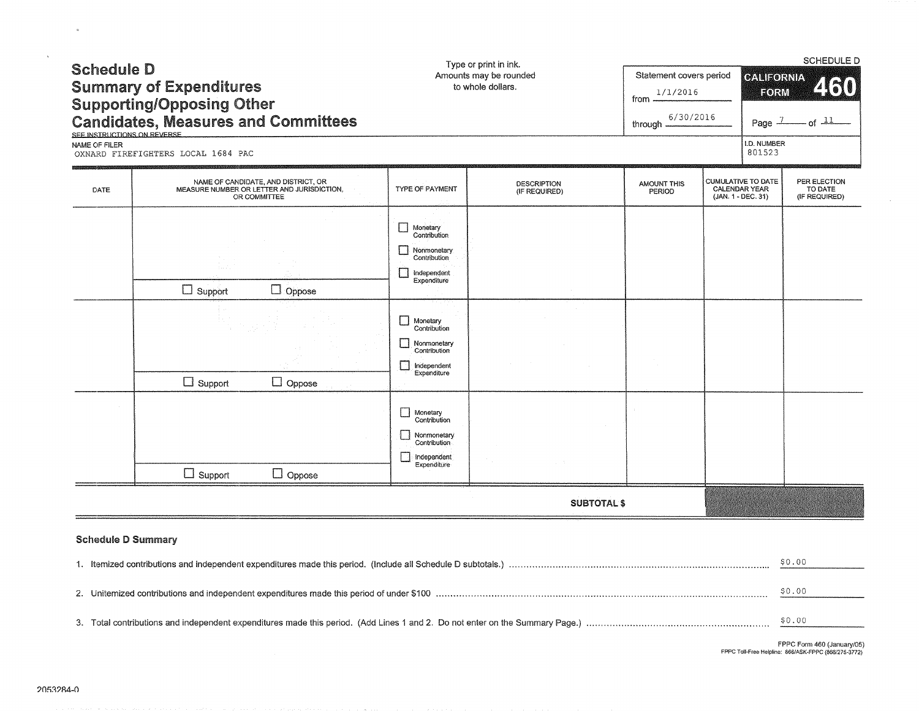# Schedule D
## Summary of Expenditures Supporting/Opposing Other Candidates, Measures and Committees

SEE INSTRUCTIONS ON REVERSE

Type or print in ink.
Amounts may be rounded to whole dollars.

SCHEDULE D

Statement covers period from 1/1/2016 through 6/30/2016

CALIFORNIA FORM 460

NAME OF FILER
OXNARD FIREFIGHTERS LOCAL 1684 PAC

I.D. NUMBER
801523

| DATE | NAME OF CANDIDATE, AND DISTRICT, OR MEASURE NUMBER OR LETTER AND JURISDICTION, OR COMMITTEE | TYPE OF PAYMENT | DESCRIPTION (IF REQUIRED) | AMOUNT THIS PERIOD | CUMULATIVE TO DATE CALENDAR YEAR (JAN. 1 - DEC. 31) | PER ELECTION TO DATE (IF REQUIRED) |
|---|---|---|---|---|---|---|
| | ☐ Support ☐ Oppose | ☐ Monetary Contribution ☐ Nonmonetary Contribution ☐ Independent Expenditure | | | | |
| | ☐ Support ☐ Oppose | ☐ Monetary Contribution ☐ Nonmonetary Contribution ☐ Independent Expenditure | | | | |
| | ☐ Support ☐ Oppose | ☐ Monetary Contribution ☐ Nonmonetary Contribution ☐ Independent Expenditure | | | | |
| | | | **SUBTOTAL $** | | | |

### Schedule D Summary

1. Itemized contributions and independent expenditures made this period. (Include all Schedule D subtotals.) ........ $0.00

2. Unitemized contributions and independent expenditures made this period of under $100 ........ $0.00

3. Total contributions and independent expenditures made this period. (Add Lines 1 and 2. Do not enter on the Summary Page.) ........ $0.00

FPPC Form 460 (January/05)
FPPC Toll-Free Helpline: 866/ASK-FPPC (866/275-3772)

2053284-0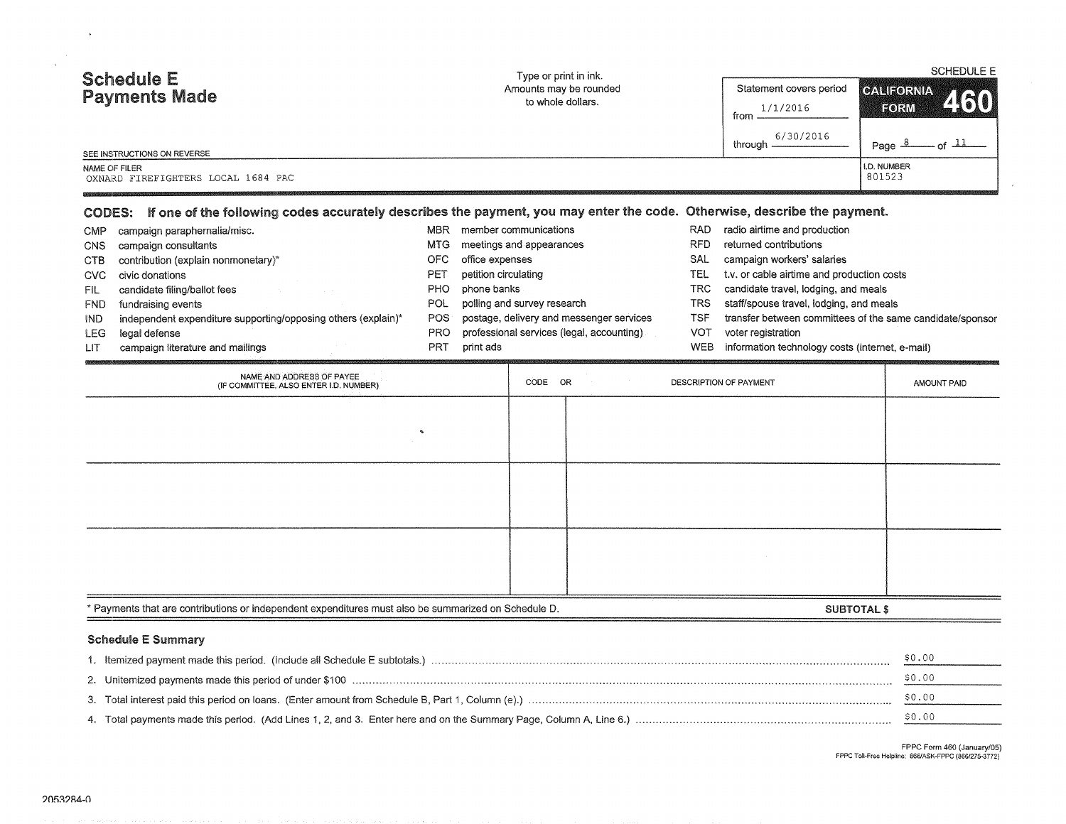SCHEDULE E

# Schedule E Payments Made

Type or print in ink.
Amounts may be rounded to whole dollars.

Statement covers period
from 1/1/2016
through 6/30/2016

CALIFORNIA FORM 460

SEE INSTRUCTIONS ON REVERSE

NAME OF FILER
OXNARD FIREFIGHTERS LOCAL 1684 PAC

I.D. NUMBER
801523

**CODES: If one of the following codes accurately describes the payment, you may enter the code. Otherwise, describe the payment.**

| | | | | | |
|---|---|---|---|---|---|
| CMP | campaign paraphernalia/misc. | MBR | member communications | RAD | radio airtime and production |
| CNS | campaign consultants | MTG | meetings and appearances | RFD | returned contributions |
| CTB | contribution (explain nonmonetary)* | OFC | office expenses | SAL | campaign workers' salaries |
| CVC | civic donations | PET | petition circulating | TEL | t.v. or cable airtime and production costs |
| FIL | candidate filing/ballot fees | PHO | phone banks | TRC | candidate travel, lodging, and meals |
| FND | fundraising events | POL | polling and survey research | TRS | staff/spouse travel, lodging, and meals |
| IND | independent expenditure supporting/opposing others (explain)* | POS | postage, delivery and messenger services | TSF | transfer between committees of the same candidate/sponsor |
| LEG | legal defense | PRO | professional services (legal, accounting) | VOT | voter registration |
| LIT | campaign literature and mailings | PRT | print ads | WEB | information technology costs (internet, e-mail) |

| NAME AND ADDRESS OF PAYEE (IF COMMITTEE, ALSO ENTER I.D. NUMBER) | CODE | OR DESCRIPTION OF PAYMENT | AMOUNT PAID |
|---|---|---|---|
| | | | |
| | | | |
| | | | |

* Payments that are contributions or independent expenditures must also be summarized on Schedule D. **SUBTOTAL $**

### Schedule E Summary

1. Itemized payment made this period. (Include all Schedule E subtotals.) ........ $0.00
2. Unitemized payments made this period of under $100 ........ $0.00
3. Total interest paid this period on loans. (Enter amount from Schedule B, Part 1, Column (e).) ........ $0.00
4. Total payments made this period. (Add Lines 1, 2, and 3. Enter here and on the Summary Page, Column A, Line 6.) ........ $0.00

FPPC Form 460 (January/05)
FPPC Toll-Free Helpline: 866/ASK-FPPC (866/275-3772)

2053284-0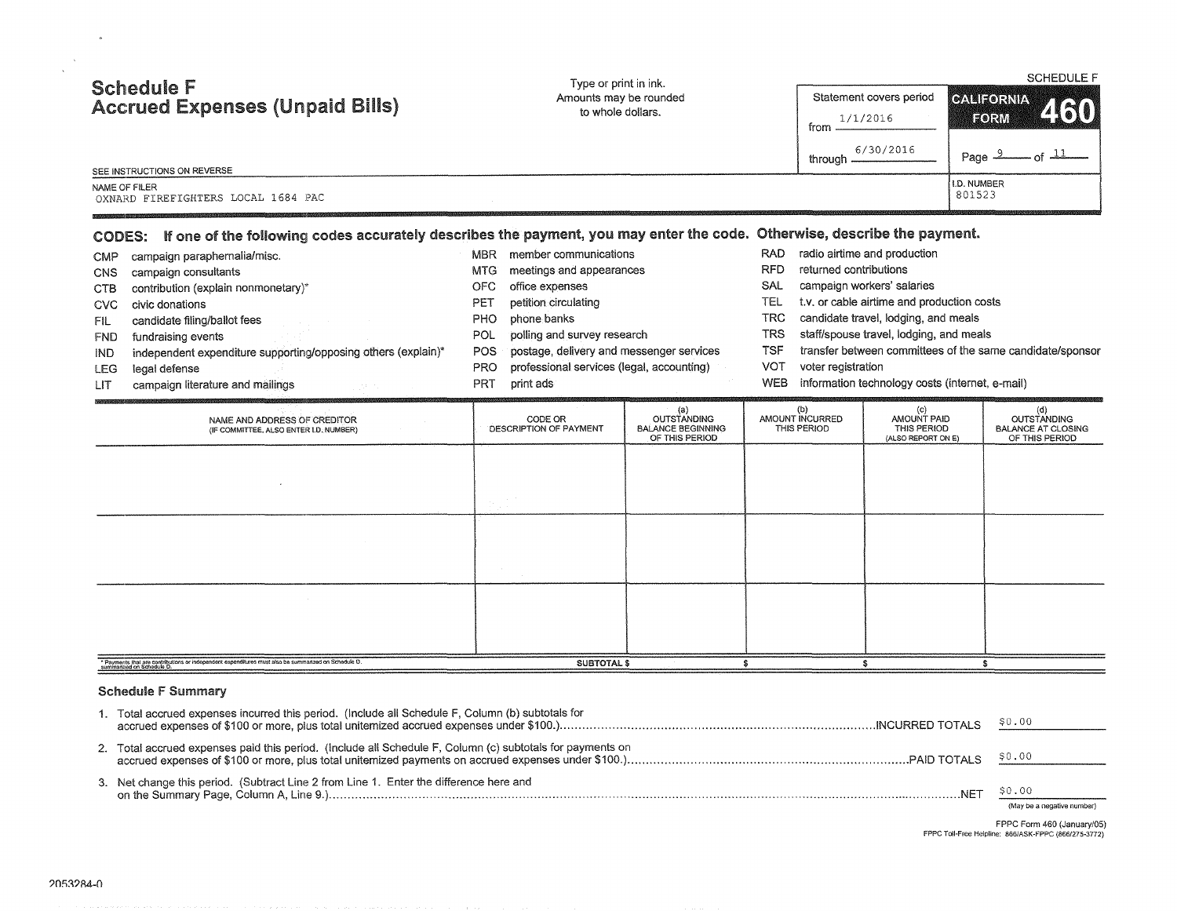# Schedule F
## Accrued Expenses (Unpaid Bills)

Type or print in ink.
Amounts may be rounded to whole dollars.

SEE INSTRUCTIONS ON REVERSE

Statement covers period
from 1/1/2016
through 6/30/2016

SCHEDULE F
CALIFORNIA FORM 460

NAME OF FILER
OXNARD FIREFIGHTERS LOCAL 1684 PAC

I.D. NUMBER
801523

**CODES: If one of the following codes accurately describes the payment, you may enter the code. Otherwise, describe the payment.**

| | | | | | |
|---|---|---|---|---|---|
| CMP | campaign paraphernalia/misc. | MBR | member communications | RAD | radio airtime and production |
| CNS | campaign consultants | MTG | meetings and appearances | RFD | returned contributions |
| CTB | contribution (explain nonmonetary)* | OFC | office expenses | SAL | campaign workers' salaries |
| CVC | civic donations | PET | petition circulating | TEL | t.v. or cable airtime and production costs |
| FIL | candidate filing/ballot fees | PHO | phone banks | TRC | candidate travel, lodging, and meals |
| FND | fundraising events | POL | polling and survey research | TRS | staff/spouse travel, lodging, and meals |
| IND | independent expenditure supporting/opposing others (explain)* | POS | postage, delivery and messenger services | TSF | transfer between committees of the same candidate/sponsor |
| LEG | legal defense | PRO | professional services (legal, accounting) | VOT | voter registration |
| LIT | campaign literature and mailings | PRT | print ads | WEB | information technology costs (internet, e-mail) |

| NAME AND ADDRESS OF CREDITOR (IF COMMITTEE, ALSO ENTER I.D. NUMBER) | CODE OR DESCRIPTION OF PAYMENT | (a) OUTSTANDING BALANCE BEGINNING OF THIS PERIOD | (b) AMOUNT INCURRED THIS PERIOD | (c) AMOUNT PAID THIS PERIOD (ALSO REPORT ON E) | (d) OUTSTANDING BALANCE AT CLOSING OF THIS PERIOD |
|---|---|---|---|---|---|
| | | | | | |
| | | | | | |
| | | | | | |
| | SUBTOTAL $ | $ | $ | $ | |

* Payments that are contributions or independent expenditures must also be summarized on Schedule D.

### Schedule F Summary

1. Total accrued expenses incurred this period. (Include all Schedule F, Column (b) subtotals for accrued expenses of $100 or more, plus total unitemized accrued expenses under $100.) ....INCURRED TOTALS $0.00

2. Total accrued expenses paid this period. (Include all Schedule F, Column (c) subtotals for payments on accrued expenses of $100 or more, plus total unitemized payments on accrued expenses under $100.) ....PAID TOTALS $0.00

3. Net change this period. (Subtract Line 2 from Line 1. Enter the difference here and on the Summary Page, Column A, Line 9.) ....NET $0.00
(May be a negative number)

FPPC Form 460 (January/05)
FPPC Toll-Free Helpline: 866/ASK-FPPC (866/275-3772)

2053284-0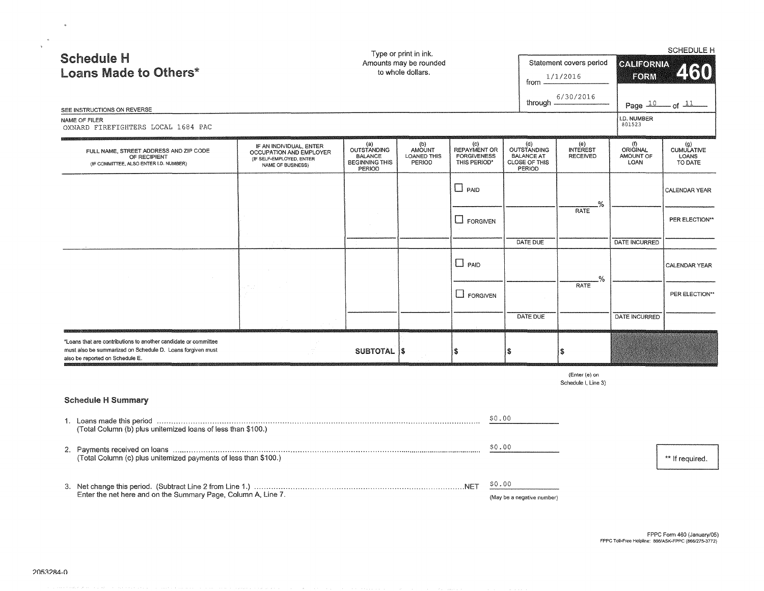# Schedule H
## Loans Made to Others*

SEE INSTRUCTIONS ON REVERSE

Type or print in ink.
Amounts may be rounded to whole dollars.

Statement covers period from 1/1/2016 through 6/30/2016

SCHEDULE H

CALIFORNIA FORM 460

NAME OF FILER
OXNARD FIREFIGHTERS LOCAL 1684 PAC

I.D. NUMBER
801523

| FULL NAME, STREET ADDRESS AND ZIP CODE OF RECIPIENT (IF COMMITTEE, ALSO ENTER I.D. NUMBER) | IF AN INDIVIDUAL, ENTER OCCUPATION AND EMPLOYER (IF SELF-EMPLOYED, ENTER NAME OF BUSINESS) | (a) OUTSTANDING BALANCE BEGINNING THIS PERIOD | (b) AMOUNT LOANED THIS PERIOD | (c) REPAYMENT OR FORGIVENESS THIS PERIOD* | (d) OUTSTANDING BALANCE AT CLOSE OF THIS PERIOD | (e) INTEREST RECEIVED | (f) ORIGINAL AMOUNT OF LOAN | (g) CUMULATIVE LOANS TO DATE |
|---|---|---|---|---|---|---|---|---|
| | | | | ☐ PAID | | % RATE | | CALENDAR YEAR |
| | | | | ☐ FORGIVEN | DATE DUE | | DATE INCURRED | PER ELECTION** |
| | | | | ☐ PAID | | % RATE | | CALENDAR YEAR |
| | | | | ☐ FORGIVEN | DATE DUE | | DATE INCURRED | PER ELECTION** |
| | | SUBTOTAL | $ | $ | $ | $ | | |

*Loans that are contributions to another candidate or committee must also be summarized on Schedule D. Loans forgiven must also be reported on Schedule E.

(Enter (e) on Schedule I, Line 3)

### Schedule H Summary

1. Loans made this period ..... $0.00
   (Total Column (b) plus unitemized loans of less than $100.)

2. Payments received on loans ..... $0.00
   (Total Column (c) plus unitemized payments of less than $100.)

3. Net change this period. (Subtract Line 2 from Line 1.) ..... NET $0.00
   Enter the net here and on the Summary Page, Column A, Line 7. (May be a negative number)

** If required.

FPPC Form 460 (January/05)
FPPC Toll-Free Helpline: 866/ASK-FPPC (866/275-3772)

2053284-0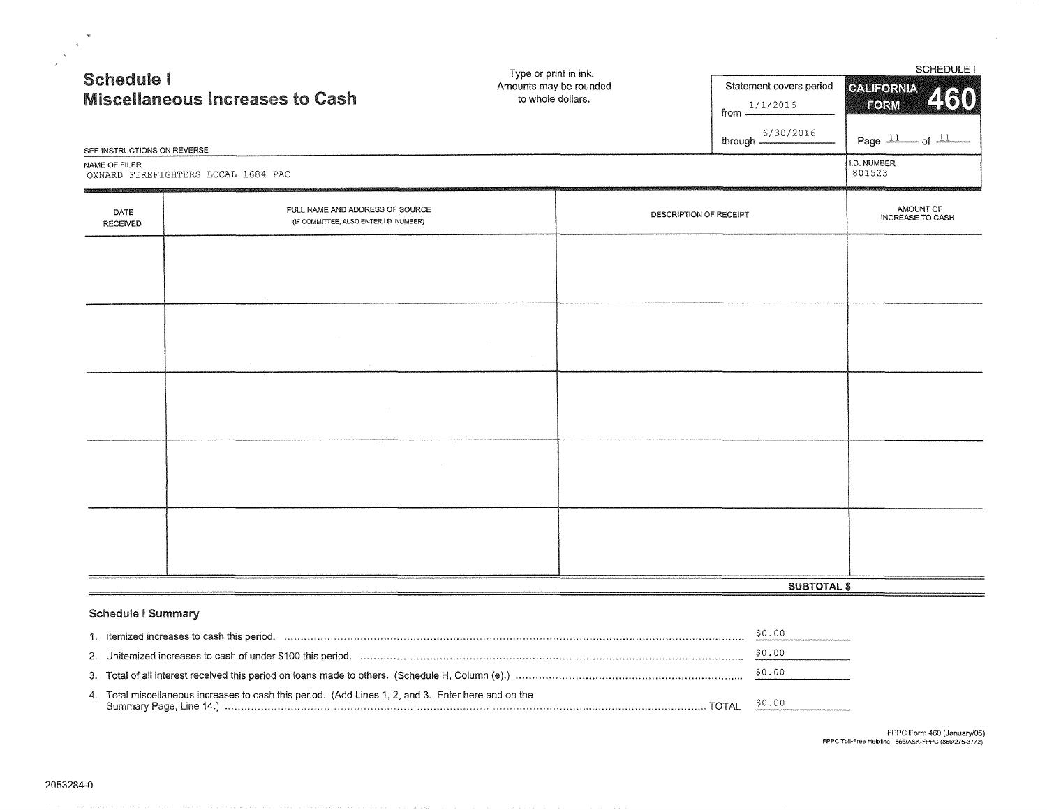# Schedule I
## Miscellaneous Increases to Cash

Type or print in ink.
Amounts may be rounded to whole dollars.

Statement covers period
from 1/1/2016
through 6/30/2016

SCHEDULE I
CALIFORNIA FORM 460

Page 11 of 11

SEE INSTRUCTIONS ON REVERSE

NAME OF FILER
OXNARD FIREFIGHTERS LOCAL 1684 PAC

I.D. NUMBER
801523

| DATE RECEIVED | FULL NAME AND ADDRESS OF SOURCE (IF COMMITTEE, ALSO ENTER I.D. NUMBER) | DESCRIPTION OF RECEIPT | AMOUNT OF INCREASE TO CASH |
|---|---|---|---|
| | | | |
| | | | |
| | | | |
| | | | |
| | | | |
| | | SUBTOTAL $ | |

### Schedule I Summary

1. Itemized increases to cash this period. .......... $0.00
2. Unitemized increases to cash of under $100 this period. .......... $0.00
3. Total of all interest received this period on loans made to others. (Schedule H, Column (e).) .......... $0.00
4. Total miscellaneous increases to cash this period. (Add Lines 1, 2, and 3. Enter here and on the Summary Page, Line 14.) .......... TOTAL $0.00

FPPC Form 460 (January/05)
FPPC Toll-Free Helpline: 866/ASK-FPPC (866/275-3772)

2053284-0